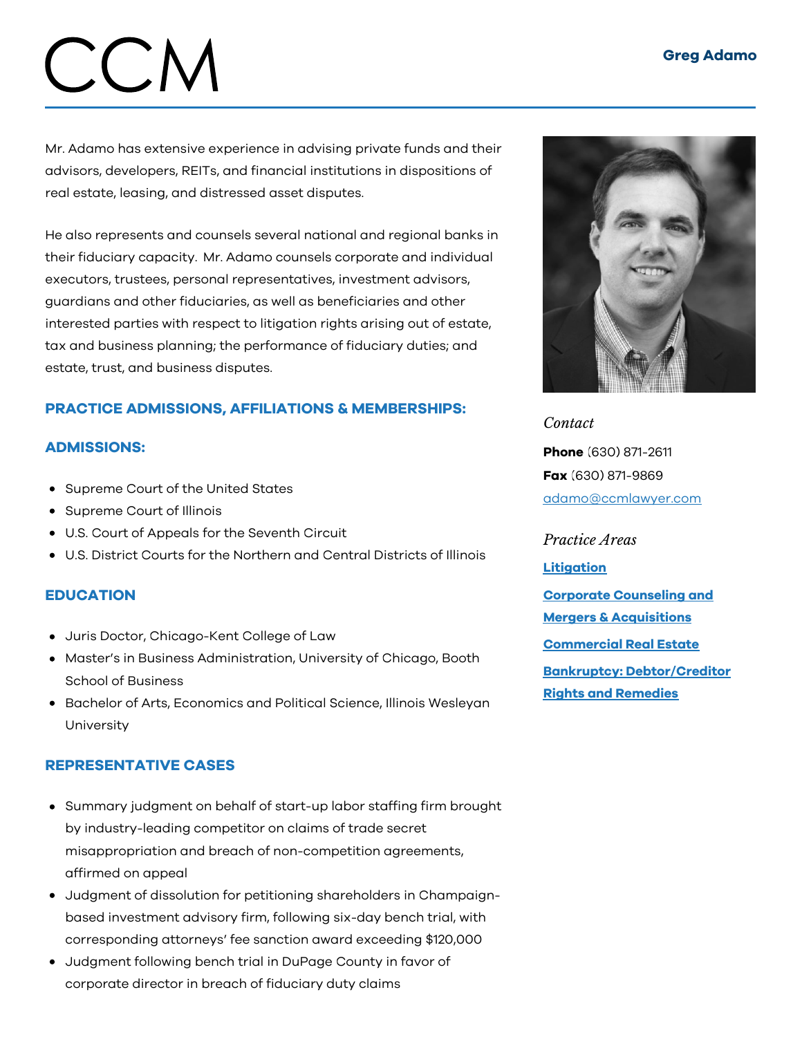# CCM

**Greg Adamo**

Mr. Adamo has extensive experience in advising private funds and their advisors, developers, REITs, and financial institutions in dispositions of real estate, leasing, and distressed asset disputes.

He also represents and counsels several national and regional banks in their fiduciary capacity. Mr. Adamo counsels corporate and individual executors, trustees, personal representatives, investment advisors, guardians and other fiduciaries, as well as beneficiaries and other interested parties with respect to litigation rights arising out of estate, tax and business planning; the performance of fiduciary duties; and estate, trust, and business disputes.

## PRACTICE ADMISSIONS, AFFILIATIONS & MEMBERSHIPS:

### ADMISSIONS:

- Supreme Court of the United States
- Supreme Court of Illinois
- U.S. Court of Appeals for the Seventh Circuit
- U.S. District Courts for the Northern and Central Districts of Illinois

### EDUCATION

- Juris Doctor, Chicago-Kent College of Law
- Master's in Business Administration, University of Chicago, Booth School of Business
- Bachelor of Arts, Economics and Political Science, Illinois Wesleyan University

### REPRESENTATIVE CASES

- Summary judgment on behalf of start-up labor staffing firm brought by industry-leading competitor on claims of trade secret misappropriation and breach of non-competition agreements, affirmed on appeal
- Judgment of dissolution for petitioning shareholders in Champaign-based investment advisory firm, following six-day bench trial, with corresponding attorneys' fee sanction award exceeding $120,000
- Judgment following bench trial in DuPage County in favor of corporate director in breach of fiduciary duty claims

*Contact*

**Phone** (630) 871-2611
**Fax** (630) 871-9869
adamo@ccmlawyer.com

*Practice Areas*

**Litigation**

**Corporate Counseling and Mergers & Acquisitions**

**Commercial Real Estate**

**Bankruptcy: Debtor/Creditor Rights and Remedies**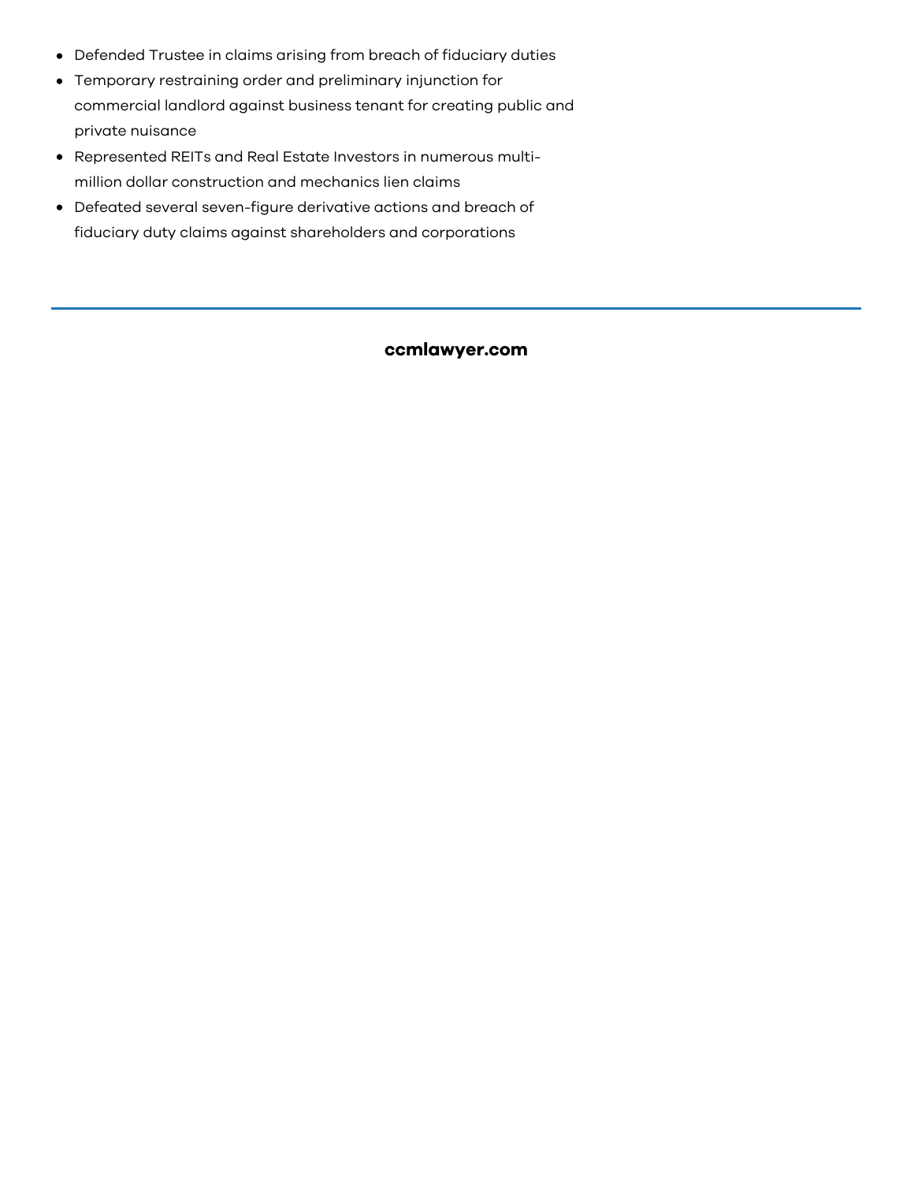- Defended Trustee in claims arising from breach of fiduciary duties
- Temporary restraining order and preliminary injunction for commercial landlord against business tenant for creating public and private nuisance
- Represented REITs and Real Estate Investors in numerous multi-million dollar construction and mechanics lien claims
- Defeated several seven-figure derivative actions and breach of fiduciary duty claims against shareholders and corporations

---

**ccmlawyer.com**